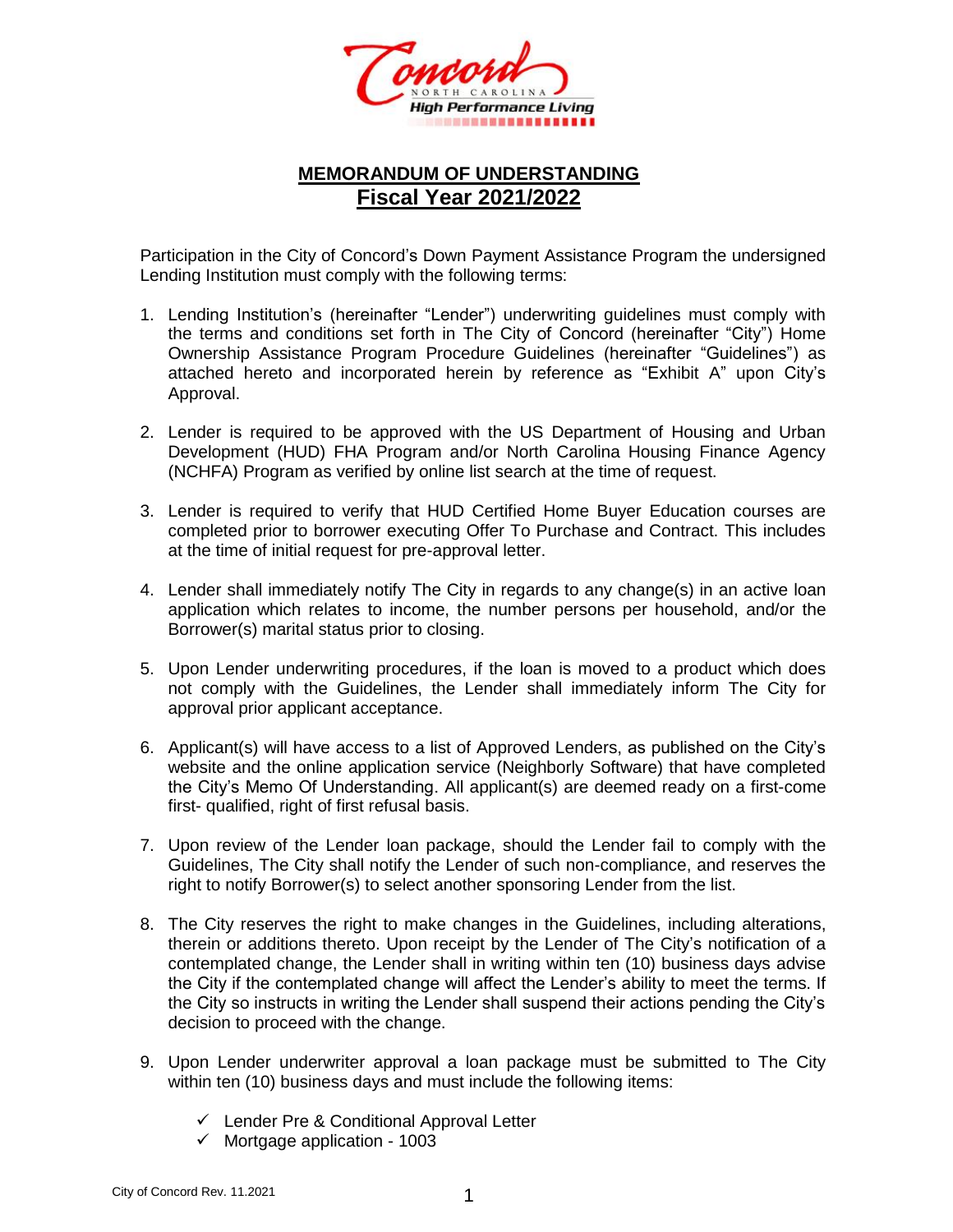## MEMORANDUM OF UNDERSTANDING
## Fiscal Year 2021/2022

Participation in the City of Concord's Down Payment Assistance Program the undersigned Lending Institution must comply with the following terms:

1. Lending Institution's (hereinafter "Lender") underwriting guidelines must comply with the terms and conditions set forth in The City of Concord (hereinafter "City") Home Ownership Assistance Program Procedure Guidelines (hereinafter "Guidelines") as attached hereto and incorporated herein by reference as "Exhibit A" upon City's Approval.

2. Lender is required to be approved with the US Department of Housing and Urban Development (HUD) FHA Program and/or North Carolina Housing Finance Agency (NCHFA) Program as verified by online list search at the time of request.

3. Lender is required to verify that HUD Certified Home Buyer Education courses are completed prior to borrower executing Offer To Purchase and Contract. This includes at the time of initial request for pre-approval letter.

4. Lender shall immediately notify The City in regards to any change(s) in an active loan application which relates to income, the number persons per household, and/or the Borrower(s) marital status prior to closing.

5. Upon Lender underwriting procedures, if the loan is moved to a product which does not comply with the Guidelines, the Lender shall immediately inform The City for approval prior applicant acceptance.

6. Applicant(s) will have access to a list of Approved Lenders, as published on the City's website and the online application service (Neighborly Software) that have completed the City's Memo Of Understanding. All applicant(s) are deemed ready on a first-come first- qualified, right of first refusal basis.

7. Upon review of the Lender loan package, should the Lender fail to comply with the Guidelines, The City shall notify the Lender of such non-compliance, and reserves the right to notify Borrower(s) to select another sponsoring Lender from the list.

8. The City reserves the right to make changes in the Guidelines, including alterations, therein or additions thereto. Upon receipt by the Lender of The City's notification of a contemplated change, the Lender shall in writing within ten (10) business days advise the City if the contemplated change will affect the Lender's ability to meet the terms. If the City so instructs in writing the Lender shall suspend their actions pending the City's decision to proceed with the change.

9. Upon Lender underwriter approval a loan package must be submitted to The City within ten (10) business days and must include the following items:

   - ✓ Lender Pre & Conditional Approval Letter
   - ✓ Mortgage application - 1003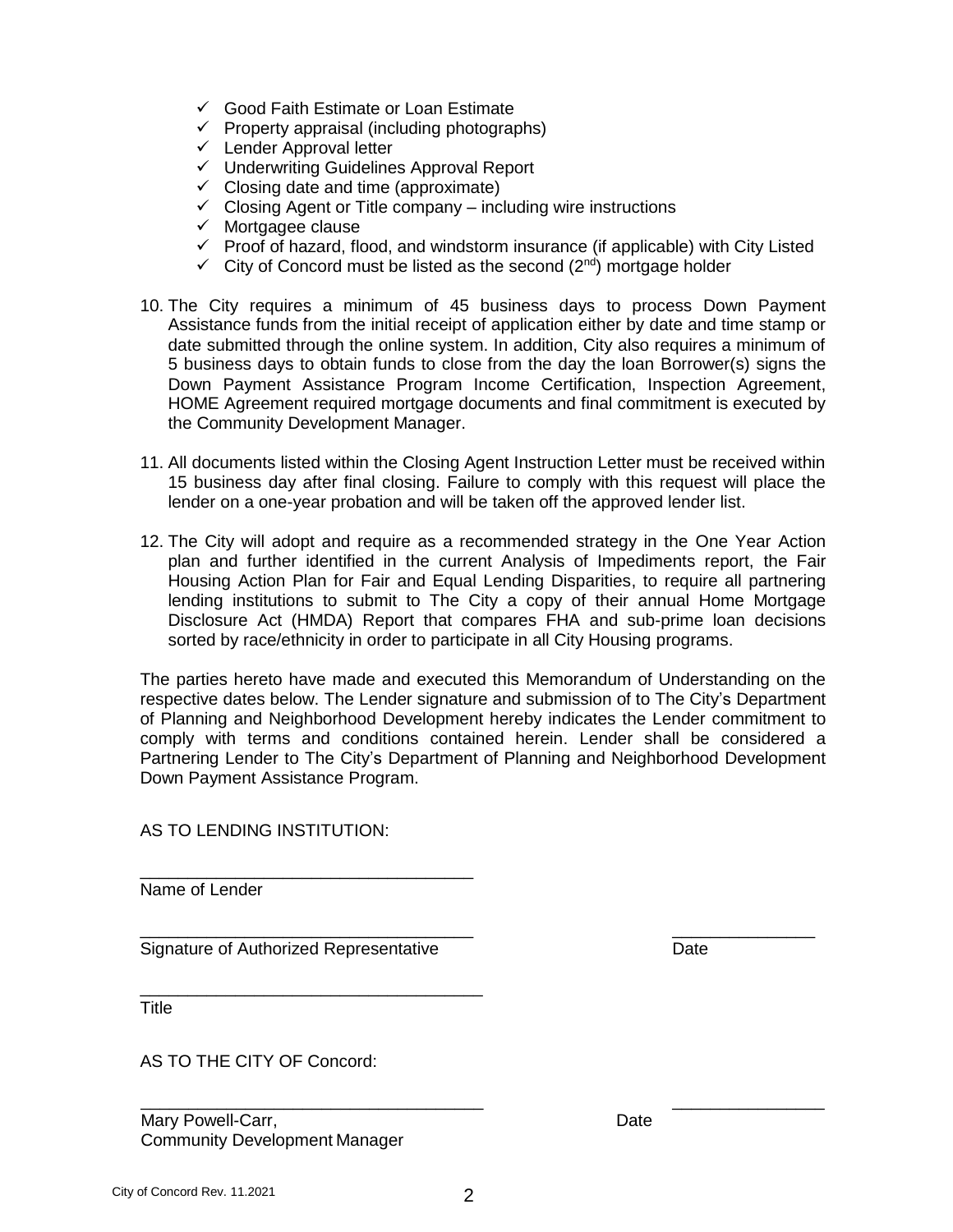- ✓ Good Faith Estimate or Loan Estimate
- ✓ Property appraisal (including photographs)
- ✓ Lender Approval letter
- ✓ Underwriting Guidelines Approval Report
- ✓ Closing date and time (approximate)
- ✓ Closing Agent or Title company – including wire instructions
- ✓ Mortgagee clause
- ✓ Proof of hazard, flood, and windstorm insurance (if applicable) with City Listed
- ✓ City of Concord must be listed as the second (2nd) mortgage holder

10. The City requires a minimum of 45 business days to process Down Payment Assistance funds from the initial receipt of application either by date and time stamp or date submitted through the online system. In addition, City also requires a minimum of 5 business days to obtain funds to close from the day the loan Borrower(s) signs the Down Payment Assistance Program Income Certification, Inspection Agreement, HOME Agreement required mortgage documents and final commitment is executed by the Community Development Manager.

11. All documents listed within the Closing Agent Instruction Letter must be received within 15 business day after final closing. Failure to comply with this request will place the lender on a one-year probation and will be taken off the approved lender list.

12. The City will adopt and require as a recommended strategy in the One Year Action plan and further identified in the current Analysis of Impediments report, the Fair Housing Action Plan for Fair and Equal Lending Disparities, to require all partnering lending institutions to submit to The City a copy of their annual Home Mortgage Disclosure Act (HMDA) Report that compares FHA and sub-prime loan decisions sorted by race/ethnicity in order to participate in all City Housing programs.

The parties hereto have made and executed this Memorandum of Understanding on the respective dates below. The Lender signature and submission of to The City's Department of Planning and Neighborhood Development hereby indicates the Lender commitment to comply with terms and conditions contained herein. Lender shall be considered a Partnering Lender to The City's Department of Planning and Neighborhood Development Down Payment Assistance Program.

AS TO LENDING INSTITUTION:

\_\_\_\_\_\_\_\_\_\_\_\_\_\_\_\_\_\_\_\_\_\_\_\_\_\_\_\_\_\_\_\_\_\_\_
Name of Lender

\_\_\_\_\_\_\_\_\_\_\_\_\_\_\_\_\_\_\_\_\_\_\_\_\_\_\_\_\_\_\_\_\_\_\_ \_\_\_\_\_\_\_\_\_\_\_\_\_\_\_
Signature of Authorized Representative Date

\_\_\_\_\_\_\_\_\_\_\_\_\_\_\_\_\_\_\_\_\_\_\_\_\_\_\_\_\_\_\_\_\_\_\_
Title

AS TO THE CITY OF Concord:

\_\_\_\_\_\_\_\_\_\_\_\_\_\_\_\_\_\_\_\_\_\_\_\_\_\_\_\_\_\_\_\_\_\_\_ \_\_\_\_\_\_\_\_\_\_\_\_\_\_\_
Mary Powell-Carr, Date
Community Development Manager

City of Concord Rev. 11.2021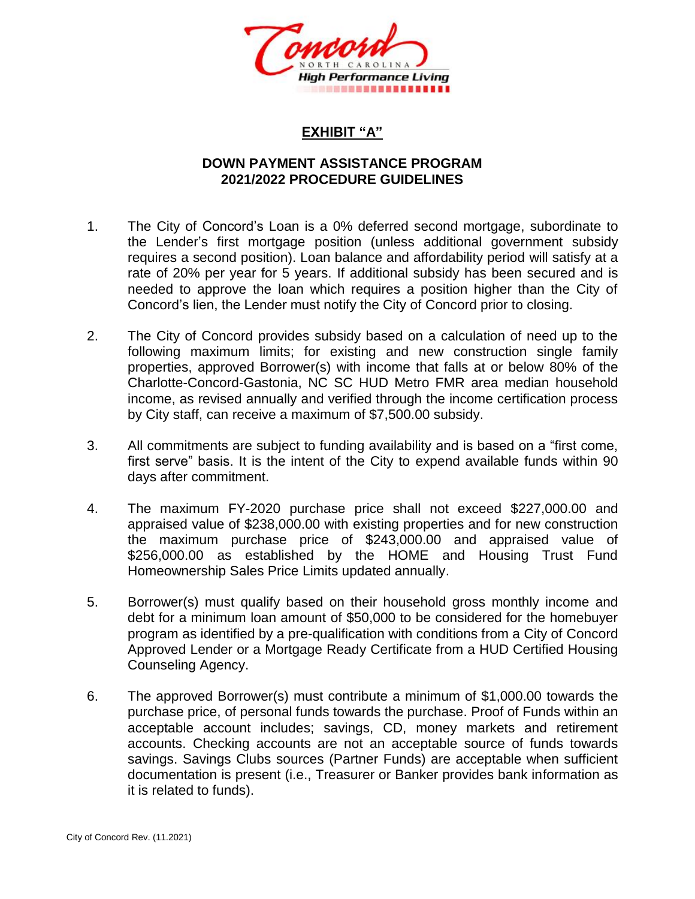## EXHIBIT "A"

## DOWN PAYMENT ASSISTANCE PROGRAM
## 2021/2022 PROCEDURE GUIDELINES

1. The City of Concord's Loan is a 0% deferred second mortgage, subordinate to the Lender's first mortgage position (unless additional government subsidy requires a second position). Loan balance and affordability period will satisfy at a rate of 20% per year for 5 years. If additional subsidy has been secured and is needed to approve the loan which requires a position higher than the City of Concord's lien, the Lender must notify the City of Concord prior to closing.

2. The City of Concord provides subsidy based on a calculation of need up to the following maximum limits; for existing and new construction single family properties, approved Borrower(s) with income that falls at or below 80% of the Charlotte-Concord-Gastonia, NC SC HUD Metro FMR area median household income, as revised annually and verified through the income certification process by City staff, can receive a maximum of $7,500.00 subsidy.

3. All commitments are subject to funding availability and is based on a "first come, first serve" basis. It is the intent of the City to expend available funds within 90 days after commitment.

4. The maximum FY-2020 purchase price shall not exceed $227,000.00 and appraised value of $238,000.00 with existing properties and for new construction the maximum purchase price of $243,000.00 and appraised value of $256,000.00 as established by the HOME and Housing Trust Fund Homeownership Sales Price Limits updated annually.

5. Borrower(s) must qualify based on their household gross monthly income and debt for a minimum loan amount of $50,000 to be considered for the homebuyer program as identified by a pre-qualification with conditions from a City of Concord Approved Lender or a Mortgage Ready Certificate from a HUD Certified Housing Counseling Agency.

6. The approved Borrower(s) must contribute a minimum of $1,000.00 towards the purchase price, of personal funds towards the purchase. Proof of Funds within an acceptable account includes; savings, CD, money markets and retirement accounts. Checking accounts are not an acceptable source of funds towards savings. Savings Clubs sources (Partner Funds) are acceptable when sufficient documentation is present (i.e., Treasurer or Banker provides bank information as it is related to funds).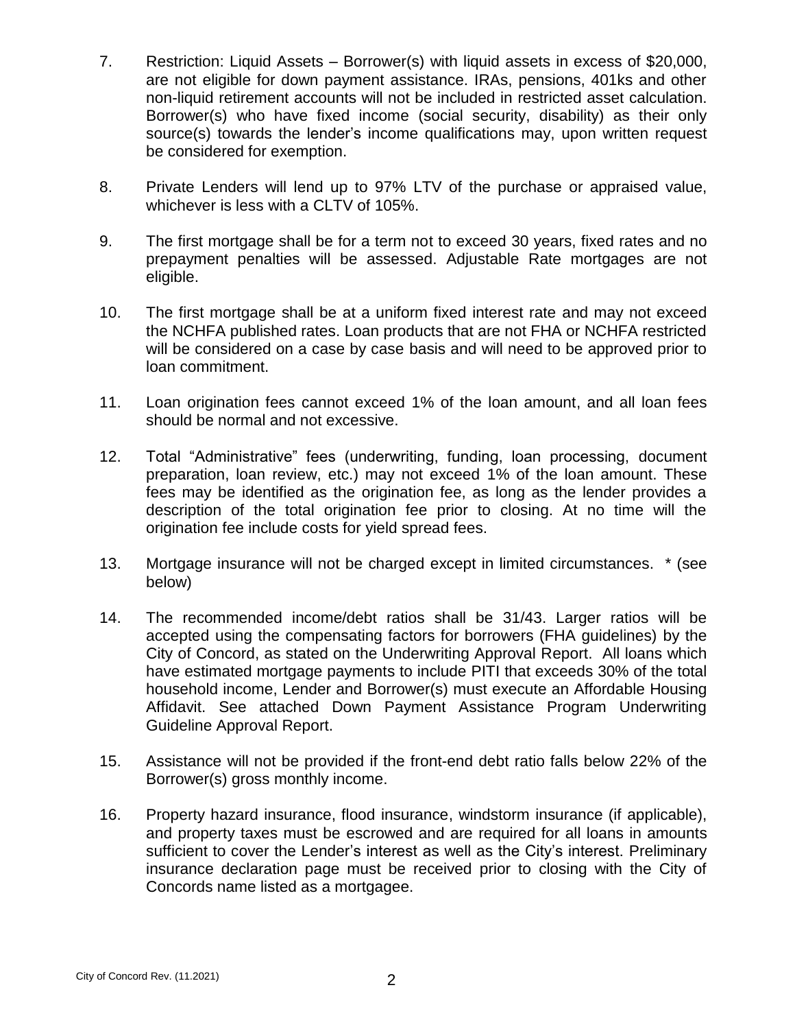7. Restriction: Liquid Assets – Borrower(s) with liquid assets in excess of $20,000, are not eligible for down payment assistance. IRAs, pensions, 401ks and other non-liquid retirement accounts will not be included in restricted asset calculation. Borrower(s) who have fixed income (social security, disability) as their only source(s) towards the lender's income qualifications may, upon written request be considered for exemption.

8. Private Lenders will lend up to 97% LTV of the purchase or appraised value, whichever is less with a CLTV of 105%.

9. The first mortgage shall be for a term not to exceed 30 years, fixed rates and no prepayment penalties will be assessed. Adjustable Rate mortgages are not eligible.

10. The first mortgage shall be at a uniform fixed interest rate and may not exceed the NCHFA published rates. Loan products that are not FHA or NCHFA restricted will be considered on a case by case basis and will need to be approved prior to loan commitment.

11. Loan origination fees cannot exceed 1% of the loan amount, and all loan fees should be normal and not excessive.

12. Total "Administrative" fees (underwriting, funding, loan processing, document preparation, loan review, etc.) may not exceed 1% of the loan amount. These fees may be identified as the origination fee, as long as the lender provides a description of the total origination fee prior to closing. At no time will the origination fee include costs for yield spread fees.

13. Mortgage insurance will not be charged except in limited circumstances. * (see below)

14. The recommended income/debt ratios shall be 31/43. Larger ratios will be accepted using the compensating factors for borrowers (FHA guidelines) by the City of Concord, as stated on the Underwriting Approval Report. All loans which have estimated mortgage payments to include PITI that exceeds 30% of the total household income, Lender and Borrower(s) must execute an Affordable Housing Affidavit. See attached Down Payment Assistance Program Underwriting Guideline Approval Report.

15. Assistance will not be provided if the front-end debt ratio falls below 22% of the Borrower(s) gross monthly income.

16. Property hazard insurance, flood insurance, windstorm insurance (if applicable), and property taxes must be escrowed and are required for all loans in amounts sufficient to cover the Lender's interest as well as the City's interest. Preliminary insurance declaration page must be received prior to closing with the City of Concords name listed as a mortgagee.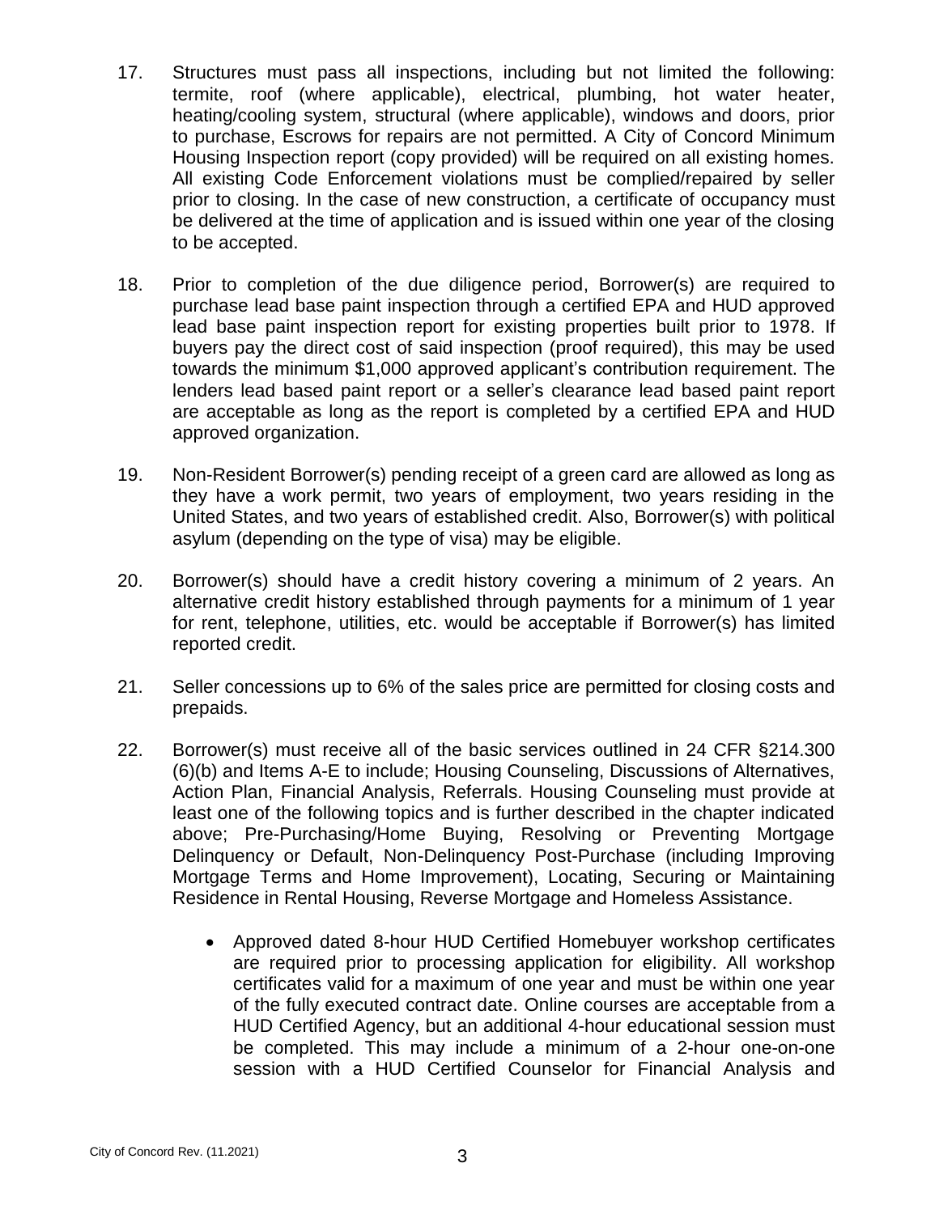17. Structures must pass all inspections, including but not limited the following: termite, roof (where applicable), electrical, plumbing, hot water heater, heating/cooling system, structural (where applicable), windows and doors, prior to purchase, Escrows for repairs are not permitted. A City of Concord Minimum Housing Inspection report (copy provided) will be required on all existing homes. All existing Code Enforcement violations must be complied/repaired by seller prior to closing. In the case of new construction, a certificate of occupancy must be delivered at the time of application and is issued within one year of the closing to be accepted.

18. Prior to completion of the due diligence period, Borrower(s) are required to purchase lead base paint inspection through a certified EPA and HUD approved lead base paint inspection report for existing properties built prior to 1978. If buyers pay the direct cost of said inspection (proof required), this may be used towards the minimum $1,000 approved applicant's contribution requirement. The lenders lead based paint report or a seller's clearance lead based paint report are acceptable as long as the report is completed by a certified EPA and HUD approved organization.

19. Non-Resident Borrower(s) pending receipt of a green card are allowed as long as they have a work permit, two years of employment, two years residing in the United States, and two years of established credit. Also, Borrower(s) with political asylum (depending on the type of visa) may be eligible.

20. Borrower(s) should have a credit history covering a minimum of 2 years. An alternative credit history established through payments for a minimum of 1 year for rent, telephone, utilities, etc. would be acceptable if Borrower(s) has limited reported credit.

21. Seller concessions up to 6% of the sales price are permitted for closing costs and prepaids.

22. Borrower(s) must receive all of the basic services outlined in 24 CFR §214.300 (6)(b) and Items A-E to include; Housing Counseling, Discussions of Alternatives, Action Plan, Financial Analysis, Referrals. Housing Counseling must provide at least one of the following topics and is further described in the chapter indicated above; Pre-Purchasing/Home Buying, Resolving or Preventing Mortgage Delinquency or Default, Non-Delinquency Post-Purchase (including Improving Mortgage Terms and Home Improvement), Locating, Securing or Maintaining Residence in Rental Housing, Reverse Mortgage and Homeless Assistance.

    - Approved dated 8-hour HUD Certified Homebuyer workshop certificates are required prior to processing application for eligibility. All workshop certificates valid for a maximum of one year and must be within one year of the fully executed contract date. Online courses are acceptable from a HUD Certified Agency, but an additional 4-hour educational session must be completed. This may include a minimum of a 2-hour one-on-one session with a HUD Certified Counselor for Financial Analysis and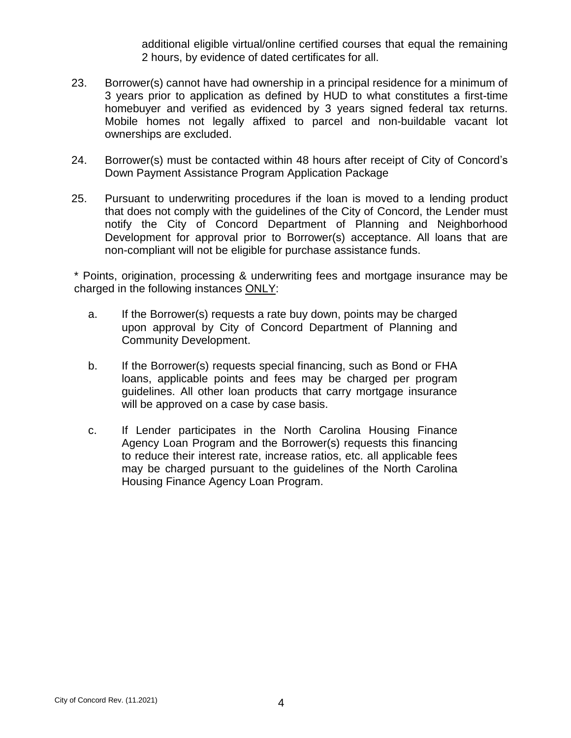additional eligible virtual/online certified courses that equal the remaining 2 hours, by evidence of dated certificates for all.

23. Borrower(s) cannot have had ownership in a principal residence for a minimum of 3 years prior to application as defined by HUD to what constitutes a first-time homebuyer and verified as evidenced by 3 years signed federal tax returns. Mobile homes not legally affixed to parcel and non-buildable vacant lot ownerships are excluded.

24. Borrower(s) must be contacted within 48 hours after receipt of City of Concord's Down Payment Assistance Program Application Package

25. Pursuant to underwriting procedures if the loan is moved to a lending product that does not comply with the guidelines of the City of Concord, the Lender must notify the City of Concord Department of Planning and Neighborhood Development for approval prior to Borrower(s) acceptance. All loans that are non-compliant will not be eligible for purchase assistance funds.

* Points, origination, processing & underwriting fees and mortgage insurance may be charged in the following instances <u>ONLY</u>:

a. If the Borrower(s) requests a rate buy down, points may be charged upon approval by City of Concord Department of Planning and Community Development.

b. If the Borrower(s) requests special financing, such as Bond or FHA loans, applicable points and fees may be charged per program guidelines. All other loan products that carry mortgage insurance will be approved on a case by case basis.

c. If Lender participates in the North Carolina Housing Finance Agency Loan Program and the Borrower(s) requests this financing to reduce their interest rate, increase ratios, etc. all applicable fees may be charged pursuant to the guidelines of the North Carolina Housing Finance Agency Loan Program.